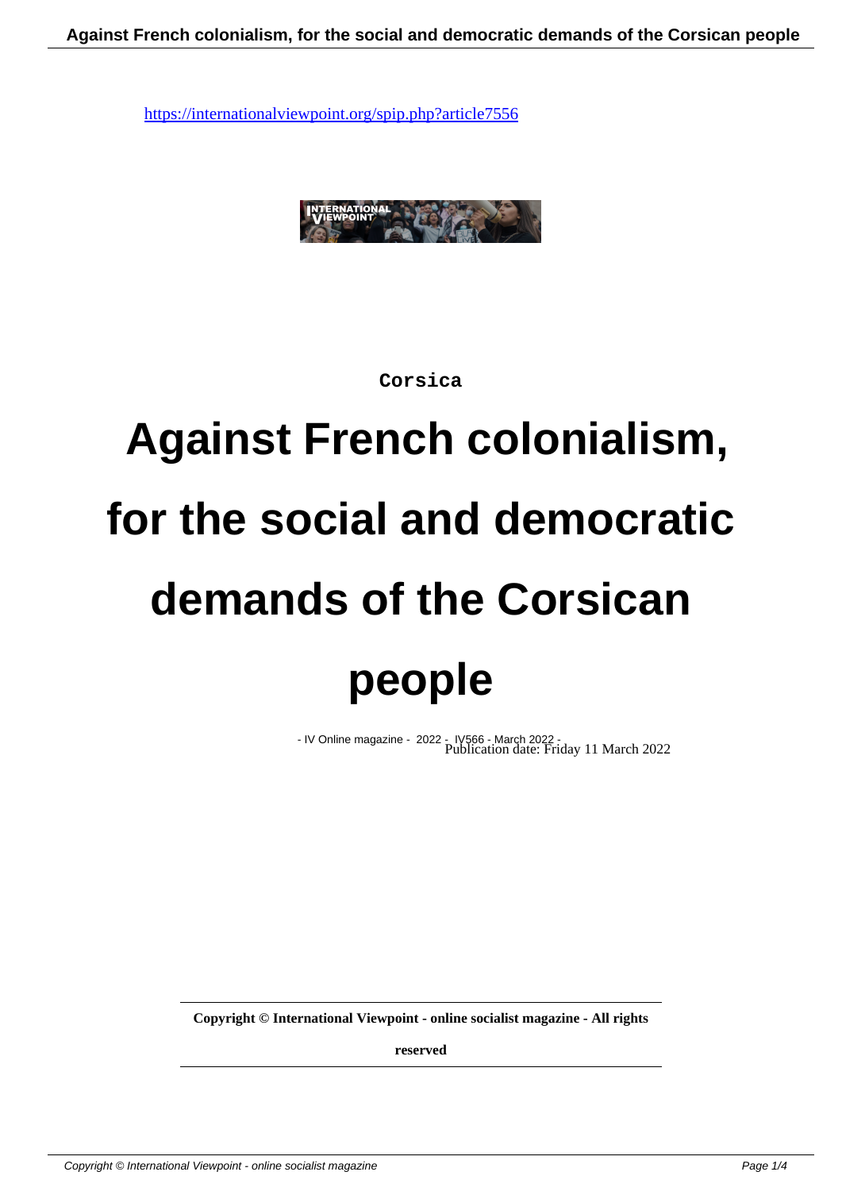https://internationalviewpoint.org/spip.php?article7556

Corsica

# Against French colonialism, for the social and democratic demands of the Corsican people

- IV Online magazine - 2022 - IV566 - March 2022 -
Publication date: Friday 11 March 2022

**Copyright © International Viewpoint - online socialist magazine - All rights reserved**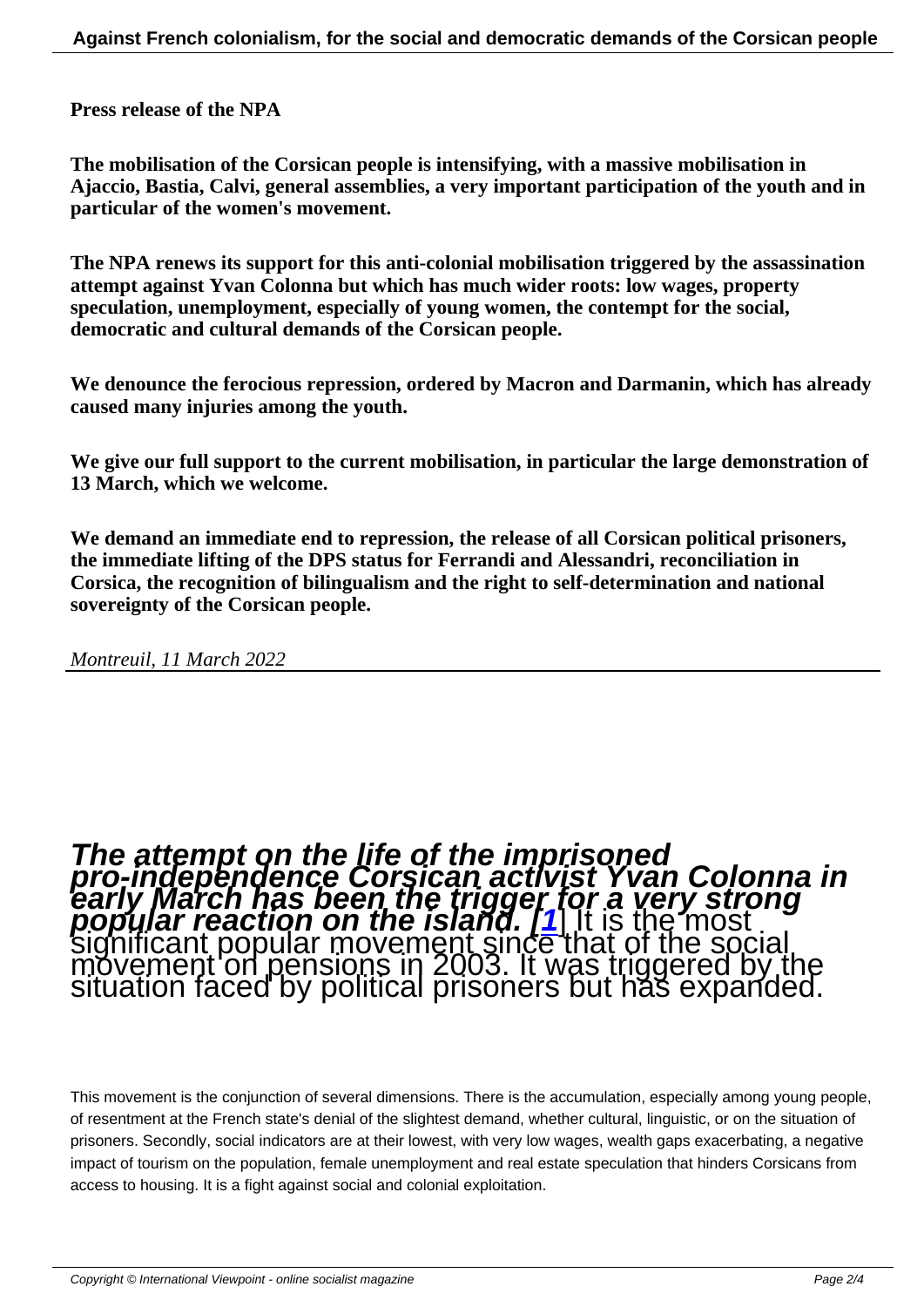**Press release of the NPA**

**The mobilisation of the Corsican people is intensifying, with a massive mobilisation in Ajaccio, Bastia, Calvi, general assemblies, a very important participation of the youth and in particular of the women's movement.**

**The NPA renews its support for this anti-colonial mobilisation triggered by the assassination attempt against Yvan Colonna but which has much wider roots: low wages, property speculation, unemployment, especially of young women, the contempt for the social, democratic and cultural demands of the Corsican people.**

**We denounce the ferocious repression, ordered by Macron and Darmanin, which has already caused many injuries among the youth.**

**We give our full support to the current mobilisation, in particular the large demonstration of 13 March, which we welcome.**

**We demand an immediate end to repression, the release of all Corsican political prisoners, the immediate lifting of the DPS status for Ferrandi and Alessandri, reconciliation in Corsica, the recognition of bilingualism and the right to self-determination and national sovereignty of the Corsican people.**

*Montreuil, 11 March 2022*

***The attempt on the life of the imprisoned pro-independence Corsican activist Yvan Colonna in early March has been the trigger for a very strong popular reaction on the island. [1]*** It is the most significant popular movement since that of the social movement on pensions in 2003. It was triggered by the situation faced by political prisoners but has expanded.

This movement is the conjunction of several dimensions. There is the accumulation, especially among young people, of resentment at the French state's denial of the slightest demand, whether cultural, linguistic, or on the situation of prisoners. Secondly, social indicators are at their lowest, with very low wages, wealth gaps exacerbating, a negative impact of tourism on the population, female unemployment and real estate speculation that hinders Corsicans from access to housing. It is a fight against social and colonial exploitation.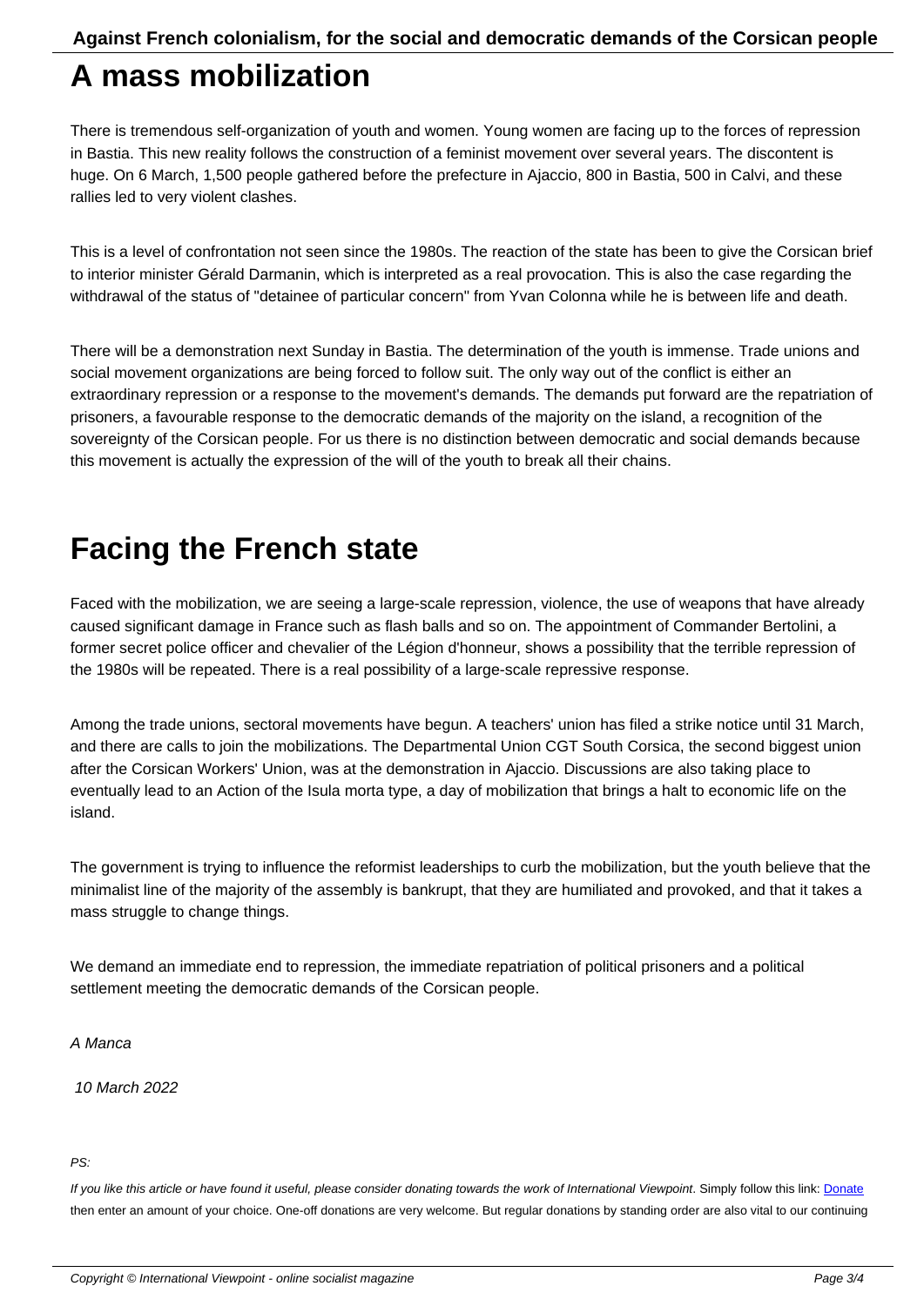# A mass mobilization

There is tremendous self-organization of youth and women. Young women are facing up to the forces of repression in Bastia. This new reality follows the construction of a feminist movement over several years. The discontent is huge. On 6 March, 1,500 people gathered before the prefecture in Ajaccio, 800 in Bastia, 500 in Calvi, and these rallies led to very violent clashes.

This is a level of confrontation not seen since the 1980s. The reaction of the state has been to give the Corsican brief to interior minister Gérald Darmanin, which is interpreted as a real provocation. This is also the case regarding the withdrawal of the status of "detainee of particular concern" from Yvan Colonna while he is between life and death.

There will be a demonstration next Sunday in Bastia. The determination of the youth is immense. Trade unions and social movement organizations are being forced to follow suit. The only way out of the conflict is either an extraordinary repression or a response to the movement's demands. The demands put forward are the repatriation of prisoners, a favourable response to the democratic demands of the majority on the island, a recognition of the sovereignty of the Corsican people. For us there is no distinction between democratic and social demands because this movement is actually the expression of the will of the youth to break all their chains.

# Facing the French state

Faced with the mobilization, we are seeing a large-scale repression, violence, the use of weapons that have already caused significant damage in France such as flash balls and so on. The appointment of Commander Bertolini, a former secret police officer and chevalier of the Légion d'honneur, shows a possibility that the terrible repression of the 1980s will be repeated. There is a real possibility of a large-scale repressive response.

Among the trade unions, sectoral movements have begun. A teachers' union has filed a strike notice until 31 March, and there are calls to join the mobilizations. The Departmental Union CGT South Corsica, the second biggest union after the Corsican Workers' Union, was at the demonstration in Ajaccio. Discussions are also taking place to eventually lead to an Action of the Isula morta type, a day of mobilization that brings a halt to economic life on the island.

The government is trying to influence the reformist leaderships to curb the mobilization, but the youth believe that the minimalist line of the majority of the assembly is bankrupt, that they are humiliated and provoked, and that it takes a mass struggle to change things.

We demand an immediate end to repression, the immediate repatriation of political prisoners and a political settlement meeting the democratic demands of the Corsican people.

*A Manca*

*10 March 2022*

*PS:*

*If you like this article or have found it useful, please consider donating towards the work of International Viewpoint*. Simply follow this link: [Donate](Donate) then enter an amount of your choice. One-off donations are very welcome. But regular donations by standing order are also vital to our continuing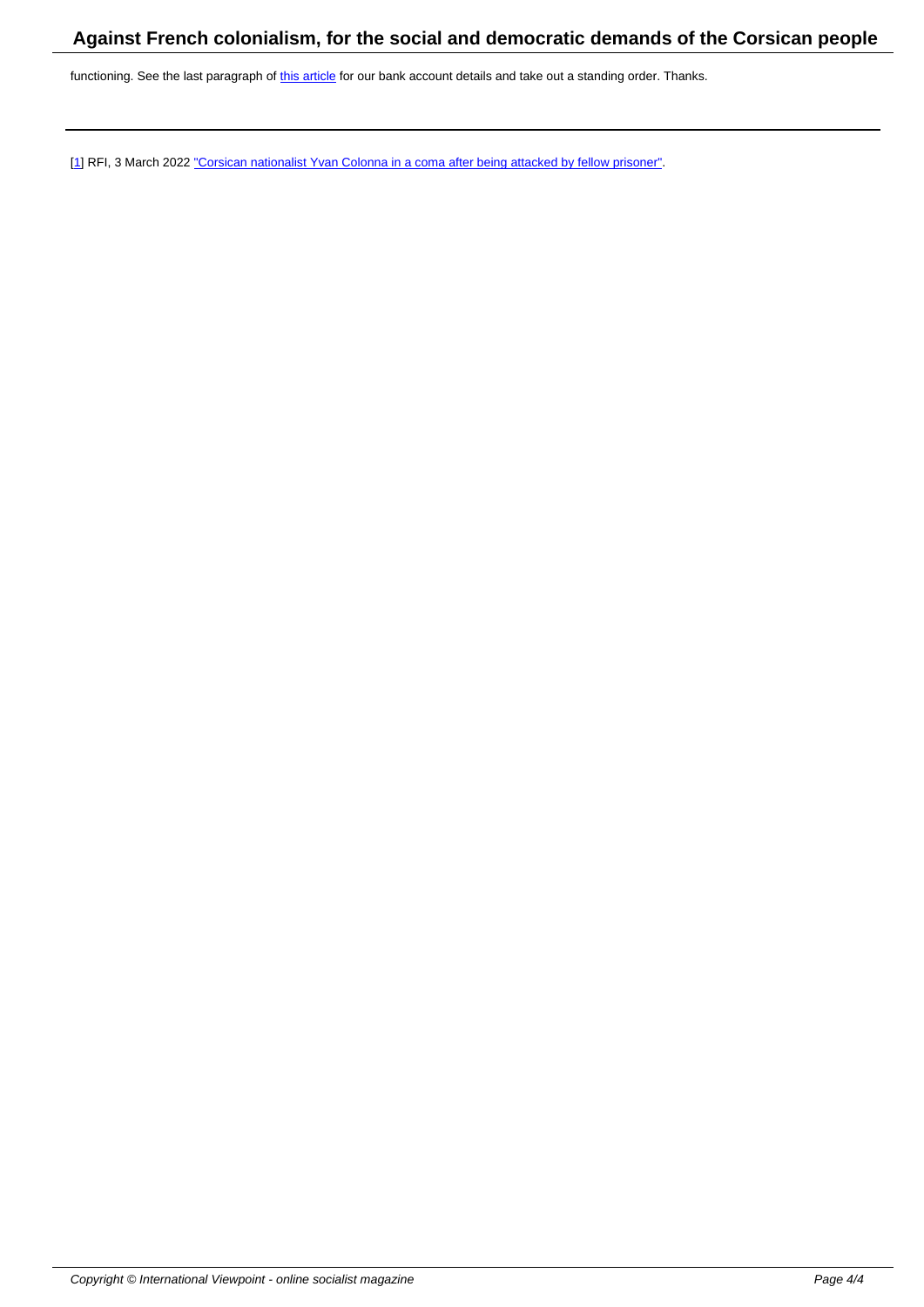functioning. See the last paragraph of this article for our bank account details and take out a standing order. Thanks.

---

[1] RFI, 3 March 2022 "Corsican nationalist Yvan Colonna in a coma after being attacked by fellow prisoner".